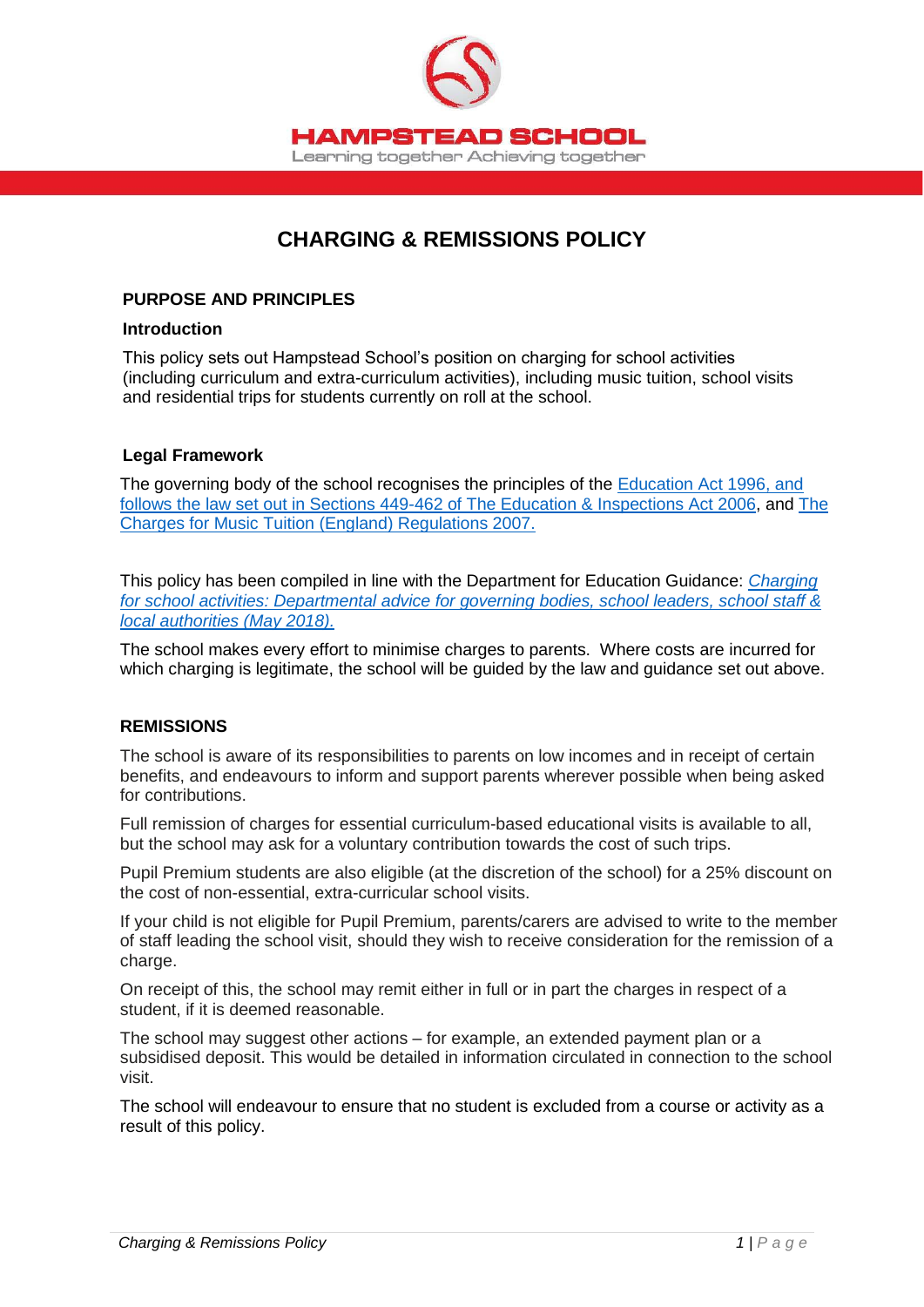HAMPSTEAD SCHOOL

Learning together Achieving together

# CHARGING & REMISSIONS POLICY

## PURPOSE AND PRINCIPLES

### Introduction

This policy sets out Hampstead School's position on charging for school activities (including curriculum and extra-curriculum activities), including music tuition, school visits and residential trips for students currently on roll at the school.

### Legal Framework

The governing body of the school recognises the principles of the Education Act 1996, and follows the law set out in Sections 449-462 of The Education & Inspections Act 2006, and The Charges for Music Tuition (England) Regulations 2007.

This policy has been compiled in line with the Department for Education Guidance: *Charging for school activities: Departmental advice for governing bodies, school leaders, school staff & local authorities (May 2018).*

The school makes every effort to minimise charges to parents. Where costs are incurred for which charging is legitimate, the school will be guided by the law and guidance set out above.

## REMISSIONS

The school is aware of its responsibilities to parents on low incomes and in receipt of certain benefits, and endeavours to inform and support parents wherever possible when being asked for contributions.

Full remission of charges for essential curriculum-based educational visits is available to all, but the school may ask for a voluntary contribution towards the cost of such trips.

Pupil Premium students are also eligible (at the discretion of the school) for a 25% discount on the cost of non-essential, extra-curricular school visits.

If your child is not eligible for Pupil Premium, parents/carers are advised to write to the member of staff leading the school visit, should they wish to receive consideration for the remission of a charge.

On receipt of this, the school may remit either in full or in part the charges in respect of a student, if it is deemed reasonable.

The school may suggest other actions – for example, an extended payment plan or a subsidised deposit. This would be detailed in information circulated in connection to the school visit.

The school will endeavour to ensure that no student is excluded from a course or activity as a result of this policy.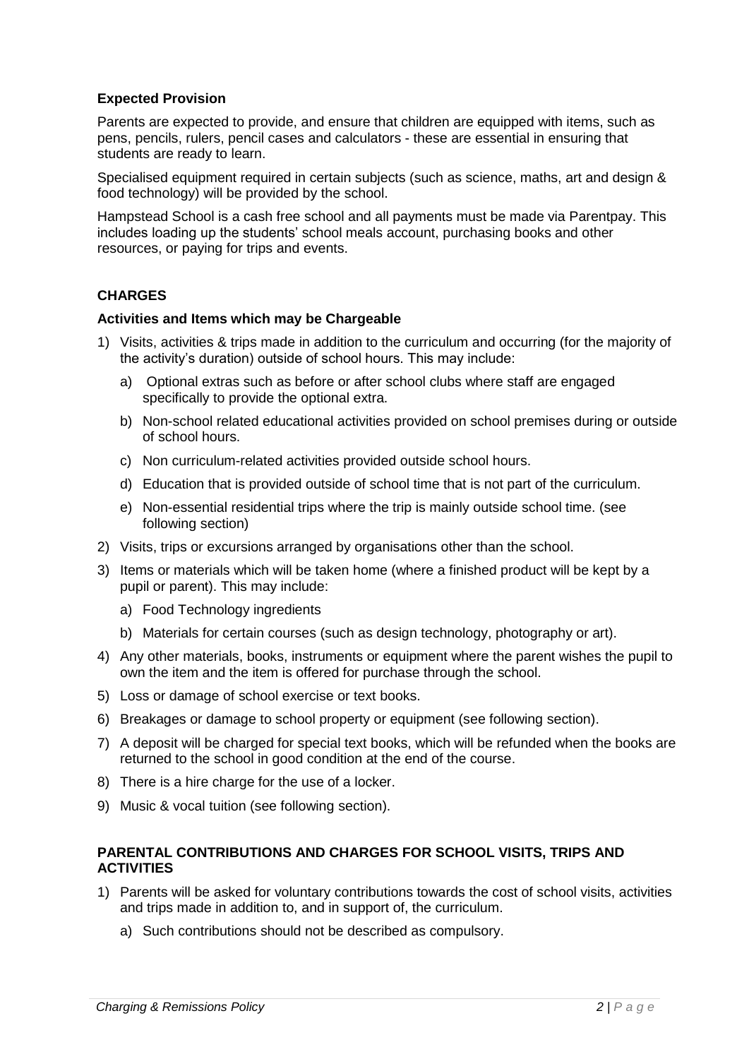### Expected Provision

Parents are expected to provide, and ensure that children are equipped with items, such as pens, pencils, rulers, pencil cases and calculators - these are essential in ensuring that students are ready to learn.

Specialised equipment required in certain subjects (such as science, maths, art and design & food technology) will be provided by the school.

Hampstead School is a cash free school and all payments must be made via Parentpay. This includes loading up the students' school meals account, purchasing books and other resources, or paying for trips and events.

## CHARGES

### Activities and Items which may be Chargeable

1) Visits, activities & trips made in addition to the curriculum and occurring (for the majority of the activity's duration) outside of school hours. This may include:
   a) Optional extras such as before or after school clubs where staff are engaged specifically to provide the optional extra.
   b) Non-school related educational activities provided on school premises during or outside of school hours.
   c) Non curriculum-related activities provided outside school hours.
   d) Education that is provided outside of school time that is not part of the curriculum.
   e) Non-essential residential trips where the trip is mainly outside school time. (see following section)
2) Visits, trips or excursions arranged by organisations other than the school.
3) Items or materials which will be taken home (where a finished product will be kept by a pupil or parent). This may include:
   a) Food Technology ingredients
   b) Materials for certain courses (such as design technology, photography or art).
4) Any other materials, books, instruments or equipment where the parent wishes the pupil to own the item and the item is offered for purchase through the school.
5) Loss or damage of school exercise or text books.
6) Breakages or damage to school property or equipment (see following section).
7) A deposit will be charged for special text books, which will be refunded when the books are returned to the school in good condition at the end of the course.
8) There is a hire charge for the use of a locker.
9) Music & vocal tuition (see following section).

## PARENTAL CONTRIBUTIONS AND CHARGES FOR SCHOOL VISITS, TRIPS AND ACTIVITIES

1) Parents will be asked for voluntary contributions towards the cost of school visits, activities and trips made in addition to, and in support of, the curriculum.
   a) Such contributions should not be described as compulsory.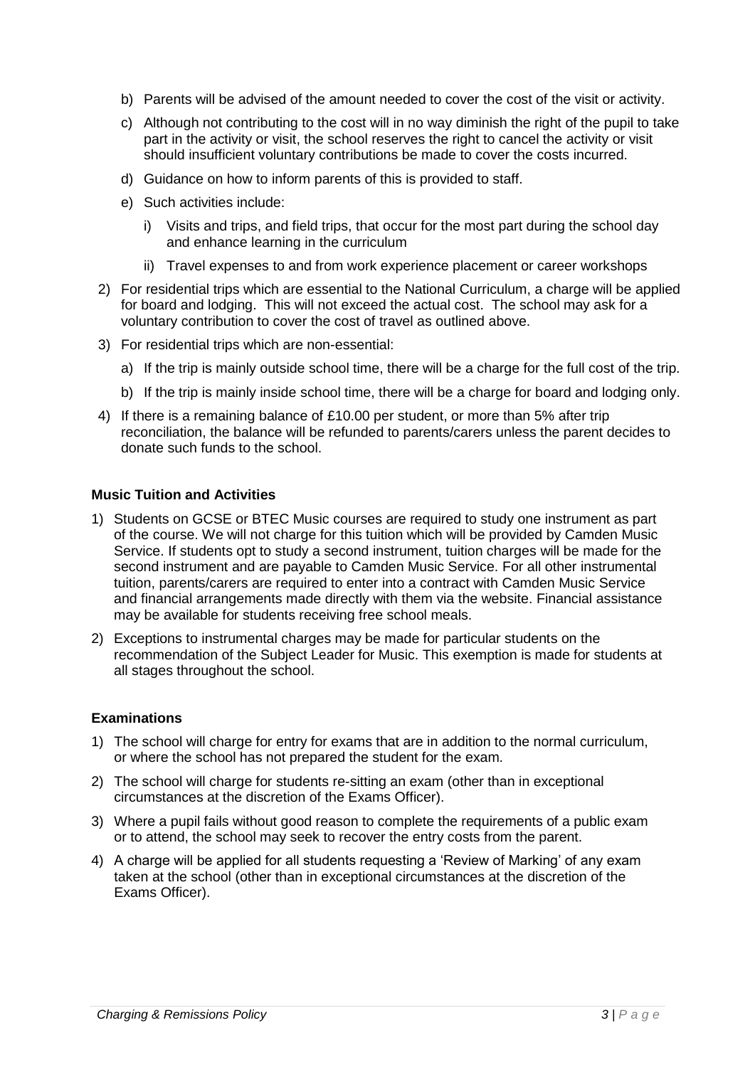b) Parents will be advised of the amount needed to cover the cost of the visit or activity.

c) Although not contributing to the cost will in no way diminish the right of the pupil to take part in the activity or visit, the school reserves the right to cancel the activity or visit should insufficient voluntary contributions be made to cover the costs incurred.

d) Guidance on how to inform parents of this is provided to staff.

e) Such activities include:

   i) Visits and trips, and field trips, that occur for the most part during the school day and enhance learning in the curriculum

   ii) Travel expenses to and from work experience placement or career workshops

2) For residential trips which are essential to the National Curriculum, a charge will be applied for board and lodging. This will not exceed the actual cost. The school may ask for a voluntary contribution to cover the cost of travel as outlined above.

3) For residential trips which are non-essential:

   a) If the trip is mainly outside school time, there will be a charge for the full cost of the trip.

   b) If the trip is mainly inside school time, there will be a charge for board and lodging only.

4) If there is a remaining balance of £10.00 per student, or more than 5% after trip reconciliation, the balance will be refunded to parents/carers unless the parent decides to donate such funds to the school.

**Music Tuition and Activities**

1) Students on GCSE or BTEC Music courses are required to study one instrument as part of the course. We will not charge for this tuition which will be provided by Camden Music Service. If students opt to study a second instrument, tuition charges will be made for the second instrument and are payable to Camden Music Service. For all other instrumental tuition, parents/carers are required to enter into a contract with Camden Music Service and financial arrangements made directly with them via the website. Financial assistance may be available for students receiving free school meals.

2) Exceptions to instrumental charges may be made for particular students on the recommendation of the Subject Leader for Music. This exemption is made for students at all stages throughout the school.

**Examinations**

1) The school will charge for entry for exams that are in addition to the normal curriculum, or where the school has not prepared the student for the exam.

2) The school will charge for students re-sitting an exam (other than in exceptional circumstances at the discretion of the Exams Officer).

3) Where a pupil fails without good reason to complete the requirements of a public exam or to attend, the school may seek to recover the entry costs from the parent.

4) A charge will be applied for all students requesting a 'Review of Marking' of any exam taken at the school (other than in exceptional circumstances at the discretion of the Exams Officer).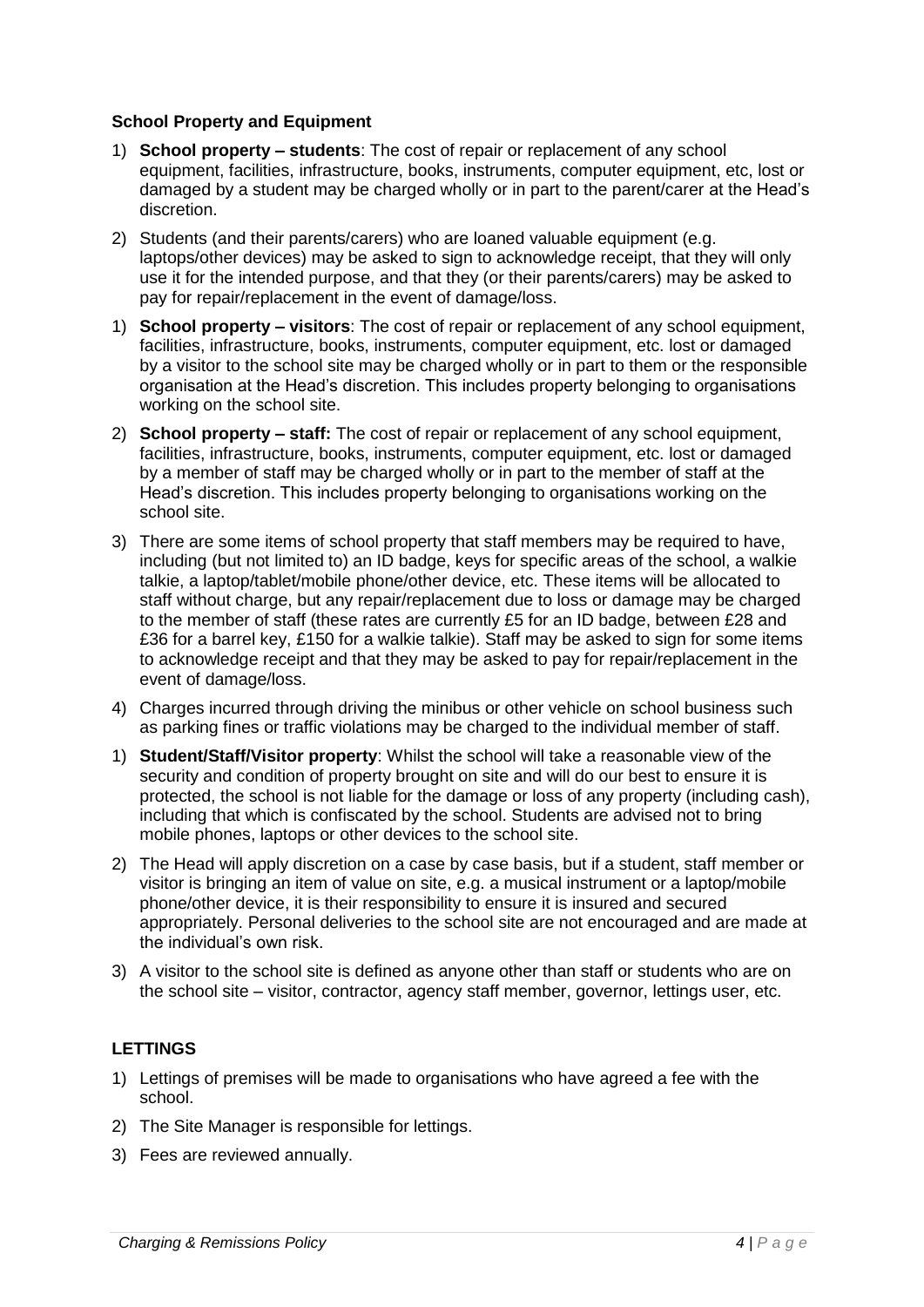**School Property and Equipment**

1) **School property – students**: The cost of repair or replacement of any school equipment, facilities, infrastructure, books, instruments, computer equipment, etc, lost or damaged by a student may be charged wholly or in part to the parent/carer at the Head's discretion.
2) Students (and their parents/carers) who are loaned valuable equipment (e.g. laptops/other devices) may be asked to sign to acknowledge receipt, that they will only use it for the intended purpose, and that they (or their parents/carers) may be asked to pay for repair/replacement in the event of damage/loss.

1) **School property – visitors**: The cost of repair or replacement of any school equipment, facilities, infrastructure, books, instruments, computer equipment, etc. lost or damaged by a visitor to the school site may be charged wholly or in part to them or the responsible organisation at the Head's discretion. This includes property belonging to organisations working on the school site.
2) **School property – staff:** The cost of repair or replacement of any school equipment, facilities, infrastructure, books, instruments, computer equipment, etc. lost or damaged by a member of staff may be charged wholly or in part to the member of staff at the Head's discretion. This includes property belonging to organisations working on the school site.
3) There are some items of school property that staff members may be required to have, including (but not limited to) an ID badge, keys for specific areas of the school, a walkie talkie, a laptop/tablet/mobile phone/other device, etc. These items will be allocated to staff without charge, but any repair/replacement due to loss or damage may be charged to the member of staff (these rates are currently £5 for an ID badge, between £28 and £36 for a barrel key, £150 for a walkie talkie). Staff may be asked to sign for some items to acknowledge receipt and that they may be asked to pay for repair/replacement in the event of damage/loss.
4) Charges incurred through driving the minibus or other vehicle on school business such as parking fines or traffic violations may be charged to the individual member of staff.

1) **Student/Staff/Visitor property**: Whilst the school will take a reasonable view of the security and condition of property brought on site and will do our best to ensure it is protected, the school is not liable for the damage or loss of any property (including cash), including that which is confiscated by the school. Students are advised not to bring mobile phones, laptops or other devices to the school site.
2) The Head will apply discretion on a case by case basis, but if a student, staff member or visitor is bringing an item of value on site, e.g. a musical instrument or a laptop/mobile phone/other device, it is their responsibility to ensure it is insured and secured appropriately. Personal deliveries to the school site are not encouraged and are made at the individual's own risk.
3) A visitor to the school site is defined as anyone other than staff or students who are on the school site – visitor, contractor, agency staff member, governor, lettings user, etc.

**LETTINGS**

1) Lettings of premises will be made to organisations who have agreed a fee with the school.
2) The Site Manager is responsible for lettings.
3) Fees are reviewed annually.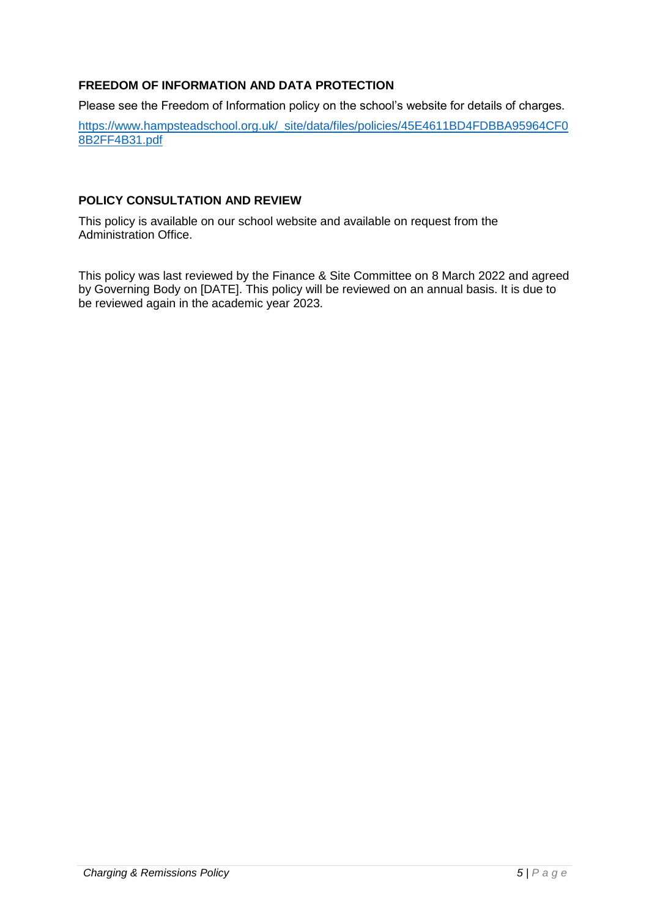### FREEDOM OF INFORMATION AND DATA PROTECTION

Please see the Freedom of Information policy on the school's website for details of charges.

https://www.hampsteadschool.org.uk/_site/data/files/policies/45E4611BD4FDBBA95964CF08B2FF4B31.pdf

### POLICY CONSULTATION AND REVIEW

This policy is available on our school website and available on request from the Administration Office.

This policy was last reviewed by the Finance & Site Committee on 8 March 2022 and agreed by Governing Body on [DATE]. This policy will be reviewed on an annual basis. It is due to be reviewed again in the academic year 2023.